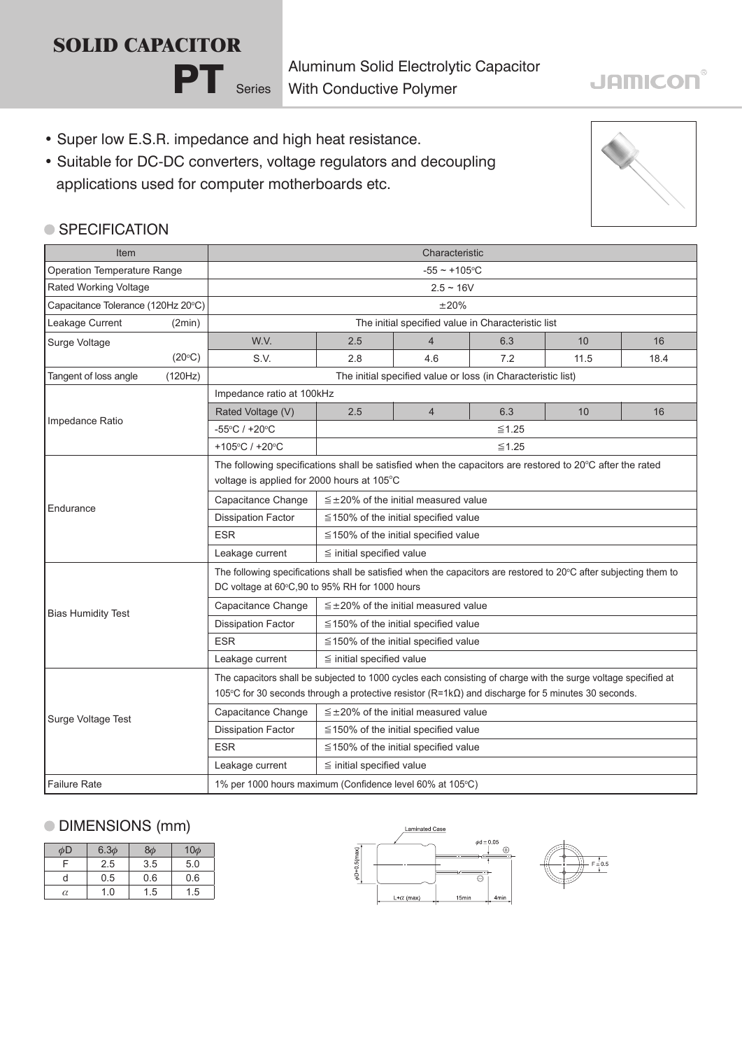# SOLID CAPACITOR

## PT Series

Aluminum Solid Electrolytic Capacitor
With Conductive Polymer

JAMICON®

- Super low E.S.R. impedance and high heat resistance.
- Suitable for DC-DC converters, voltage regulators and decoupling applications used for computer motherboards etc.

## ● SPECIFICATION

| Item | Characteristic | | | | | |
|---|---|---|---|---|---|---|
| Operation Temperature Range | -55 ~ +105°C | | | | | |
| Rated Working Voltage | 2.5 ~ 16V | | | | | |
| Capacitance Tolerance (120Hz 20°C) | ±20% | | | | | |
| Leakage Current (2min) | The initial specified value in Characteristic list | | | | | |
| Surge Voltage (20°C) | W.V. | 2.5 | 4 | 6.3 | 10 | 16 |
| | S.V. | 2.8 | 4.6 | 7.2 | 11.5 | 18.4 |
| Tangent of loss angle (120Hz) | The initial specified value or loss (in Characteristic list) | | | | | |
| Impedance Ratio | Impedance ratio at 100kHz | | | | | |
| | Rated Voltage (V) | 2.5 | 4 | 6.3 | 10 | 16 |
| | -55°C / +20°C | ≦1.25 | | | | |
| | +105°C / +20°C | ≦1.25 | | | | |
| Endurance | The following specifications shall be satisfied when the capacitors are restored to 20°C after the rated voltage is applied for 2000 hours at 105°C | | | | | |
| | Capacitance Change | ≦±20% of the initial measured value | | | | |
| | Dissipation Factor | ≦150% of the initial specified value | | | | |
| | ESR | ≦150% of the initial specified value | | | | |
| | Leakage current | ≦ initial specified value | | | | |
| Bias Humidity Test | The following specifications shall be satisfied when the capacitors are restored to 20°C after subjecting them to DC voltage at 60°C,90 to 95% RH for 1000 hours | | | | | |
| | Capacitance Change | ≦±20% of the initial measured value | | | | |
| | Dissipation Factor | ≦150% of the initial specified value | | | | |
| | ESR | ≦150% of the initial specified value | | | | |
| | Leakage current | ≦ initial specified value | | | | |
| Surge Voltage Test | The capacitors shall be subjected to 1000 cycles each consisting of charge with the surge voltage specified at 105°C for 30 seconds through a protective resistor (R=1kΩ) and discharge for 5 minutes 30 seconds. | | | | | |
| | Capacitance Change | ≦±20% of the initial measured value | | | | |
| | Dissipation Factor | ≦150% of the initial specified value | | | | |
| | ESR | ≦150% of the initial specified value | | | | |
| | Leakage current | ≦ initial specified value | | | | |
| Failure Rate | 1% per 1000 hours maximum (Confidence level 60% at 105°C) | | | | | |

## ● DIMENSIONS (mm)

| $\phi$D | 6.3$\phi$ | 8$\phi$ | 10$\phi$ |
|---|---|---|---|
| F | 2.5 | 3.5 | 5.0 |
| d | 0.5 | 0.6 | 0.6 |
| $\alpha$ | 1.0 | 1.5 | 1.5 |

Laminated Case
$\phi$d ± 0.05
$\phi$D+0.5(max)
L+$\alpha$ (max) 15min 4min
F ± 0.5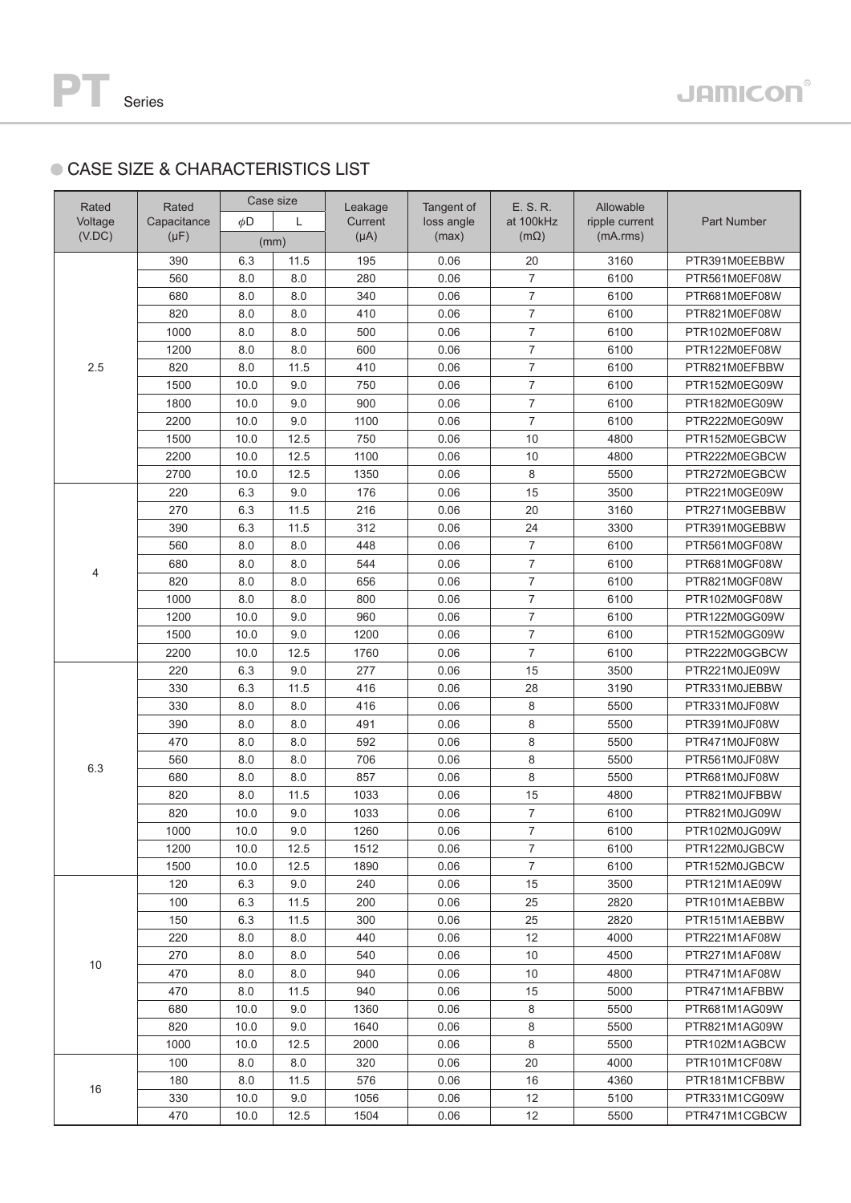PT Series

JAMICON®

## CASE SIZE & CHARACTERISTICS LIST

| Rated Voltage (V.DC) | Rated Capacitance (μF) | Case size φD (mm) | Case size L (mm) | Leakage Current (μA) | Tangent of loss angle (max) | E. S. R. at 100kHz (mΩ) | Allowable ripple current (mA.rms) | Part Number |
|---|---|---|---|---|---|---|---|---|
| 2.5 | 390 | 6.3 | 11.5 | 195 | 0.06 | 20 | 3160 | PTR391M0EEBBW |
| | 560 | 8.0 | 8.0 | 280 | 0.06 | 7 | 6100 | PTR561M0EF08W |
| | 680 | 8.0 | 8.0 | 340 | 0.06 | 7 | 6100 | PTR681M0EF08W |
| | 820 | 8.0 | 8.0 | 410 | 0.06 | 7 | 6100 | PTR821M0EF08W |
| | 1000 | 8.0 | 8.0 | 500 | 0.06 | 7 | 6100 | PTR102M0EF08W |
| | 1200 | 8.0 | 8.0 | 600 | 0.06 | 7 | 6100 | PTR122M0EF08W |
| | 820 | 8.0 | 11.5 | 410 | 0.06 | 7 | 6100 | PTR821M0EFBBW |
| | 1500 | 10.0 | 9.0 | 750 | 0.06 | 7 | 6100 | PTR152M0EG09W |
| | 1800 | 10.0 | 9.0 | 900 | 0.06 | 7 | 6100 | PTR182M0EG09W |
| | 2200 | 10.0 | 9.0 | 1100 | 0.06 | 7 | 6100 | PTR222M0EG09W |
| | 1500 | 10.0 | 12.5 | 750 | 0.06 | 10 | 4800 | PTR152M0EGBCW |
| | 2200 | 10.0 | 12.5 | 1100 | 0.06 | 10 | 4800 | PTR222M0EGBCW |
| | 2700 | 10.0 | 12.5 | 1350 | 0.06 | 8 | 5500 | PTR272M0EGBCW |
| 4 | 220 | 6.3 | 9.0 | 176 | 0.06 | 15 | 3500 | PTR221M0GE09W |
| | 270 | 6.3 | 11.5 | 216 | 0.06 | 20 | 3160 | PTR271M0GEBBW |
| | 390 | 6.3 | 11.5 | 312 | 0.06 | 24 | 3300 | PTR391M0GEBBW |
| | 560 | 8.0 | 8.0 | 448 | 0.06 | 7 | 6100 | PTR561M0GF08W |
| | 680 | 8.0 | 8.0 | 544 | 0.06 | 7 | 6100 | PTR681M0GF08W |
| | 820 | 8.0 | 8.0 | 656 | 0.06 | 7 | 6100 | PTR821M0GF08W |
| | 1000 | 8.0 | 8.0 | 800 | 0.06 | 7 | 6100 | PTR102M0GF08W |
| | 1200 | 10.0 | 9.0 | 960 | 0.06 | 7 | 6100 | PTR122M0GG09W |
| | 1500 | 10.0 | 9.0 | 1200 | 0.06 | 7 | 6100 | PTR152M0GG09W |
| | 2200 | 10.0 | 12.5 | 1760 | 0.06 | 7 | 6100 | PTR222M0GGBCW |
| 6.3 | 220 | 6.3 | 9.0 | 277 | 0.06 | 15 | 3500 | PTR221M0JE09W |
| | 330 | 6.3 | 11.5 | 416 | 0.06 | 28 | 3190 | PTR331M0JEBBW |
| | 330 | 8.0 | 8.0 | 416 | 0.06 | 8 | 5500 | PTR331M0JF08W |
| | 390 | 8.0 | 8.0 | 491 | 0.06 | 8 | 5500 | PTR391M0JF08W |
| | 470 | 8.0 | 8.0 | 592 | 0.06 | 8 | 5500 | PTR471M0JF08W |
| | 560 | 8.0 | 8.0 | 706 | 0.06 | 8 | 5500 | PTR561M0JF08W |
| | 680 | 8.0 | 8.0 | 857 | 0.06 | 8 | 5500 | PTR681M0JF08W |
| | 820 | 8.0 | 11.5 | 1033 | 0.06 | 15 | 4800 | PTR821M0JFBBW |
| | 820 | 10.0 | 9.0 | 1033 | 0.06 | 7 | 6100 | PTR821M0JG09W |
| | 1000 | 10.0 | 9.0 | 1260 | 0.06 | 7 | 6100 | PTR102M0JG09W |
| | 1200 | 10.0 | 12.5 | 1512 | 0.06 | 7 | 6100 | PTR122M0JGBCW |
| | 1500 | 10.0 | 12.5 | 1890 | 0.06 | 7 | 6100 | PTR152M0JGBCW |
| 10 | 120 | 6.3 | 9.0 | 240 | 0.06 | 15 | 3500 | PTR121M1AE09W |
| | 100 | 6.3 | 11.5 | 200 | 0.06 | 25 | 2820 | PTR101M1AEBBW |
| | 150 | 6.3 | 11.5 | 300 | 0.06 | 25 | 2820 | PTR151M1AEBBW |
| | 220 | 8.0 | 8.0 | 440 | 0.06 | 12 | 4000 | PTR221M1AF08W |
| | 270 | 8.0 | 8.0 | 540 | 0.06 | 10 | 4500 | PTR271M1AF08W |
| | 470 | 8.0 | 8.0 | 940 | 0.06 | 10 | 4800 | PTR471M1AF08W |
| | 470 | 8.0 | 11.5 | 940 | 0.06 | 15 | 5000 | PTR471M1AFBBW |
| | 680 | 10.0 | 9.0 | 1360 | 0.06 | 8 | 5500 | PTR681M1AG09W |
| | 820 | 10.0 | 9.0 | 1640 | 0.06 | 8 | 5500 | PTR821M1AG09W |
| | 1000 | 10.0 | 12.5 | 2000 | 0.06 | 8 | 5500 | PTR102M1AGBCW |
| 16 | 100 | 8.0 | 8.0 | 320 | 0.06 | 20 | 4000 | PTR101M1CF08W |
| | 180 | 8.0 | 11.5 | 576 | 0.06 | 16 | 4360 | PTR181M1CFBBW |
| | 330 | 10.0 | 9.0 | 1056 | 0.06 | 12 | 5100 | PTR331M1CG09W |
| | 470 | 10.0 | 12.5 | 1504 | 0.06 | 12 | 5500 | PTR471M1CGBCW |